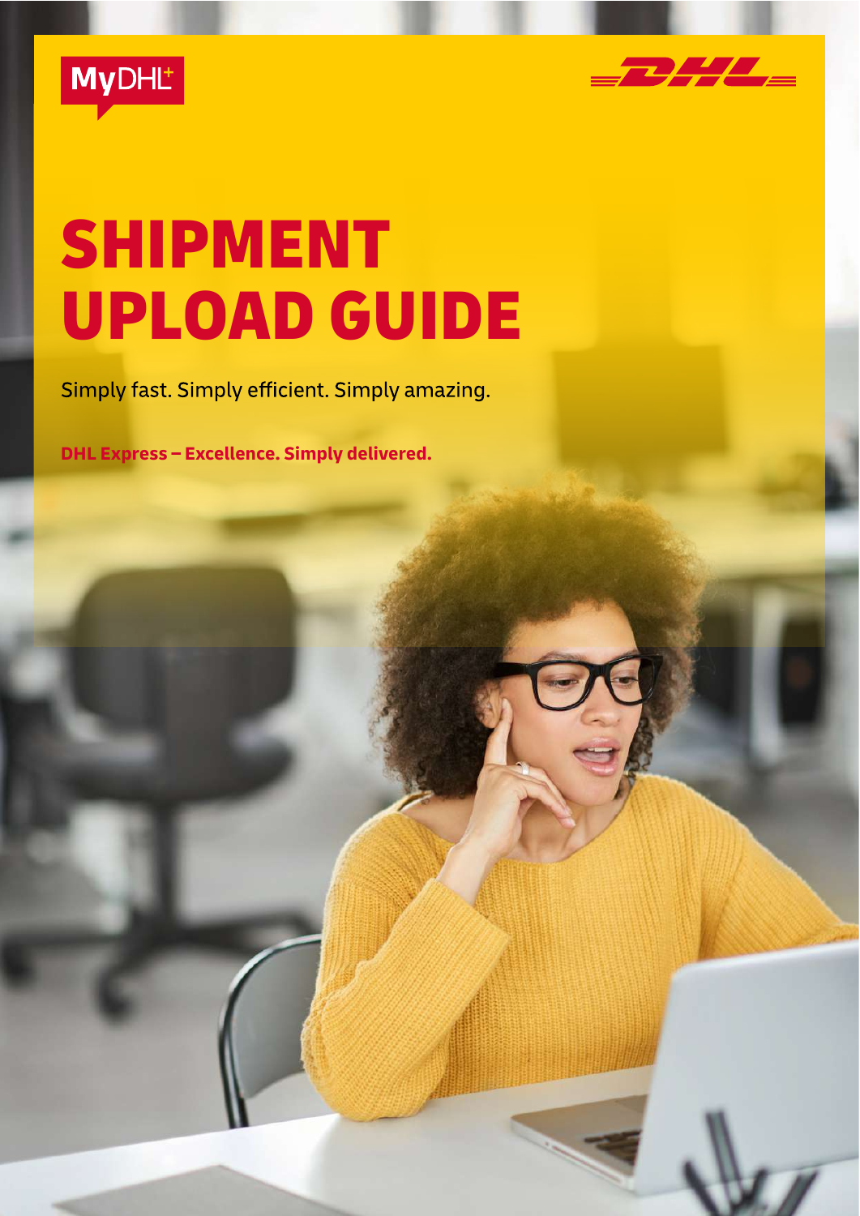MyDHL+

# SHIPMENT UPLOAD GUIDE

Simply fast. Simply efficient. Simply amazing.

**DHL Express – Excellence. Simply delivered.**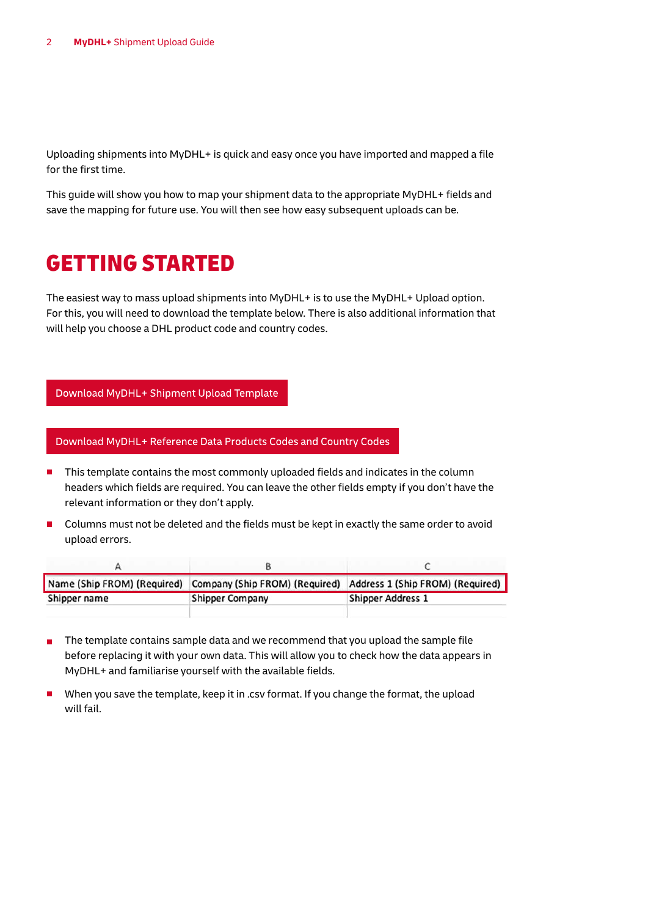Uploading shipments into MyDHL+ is quick and easy once you have imported and mapped a file for the first time.

This guide will show you how to map your shipment data to the appropriate MyDHL+ fields and save the mapping for future use. You will then see how easy subsequent uploads can be.

# GETTING STARTED

The easiest way to mass upload shipments into MyDHL+ is to use the MyDHL+ Upload option. For this, you will need to download the template below. There is also additional information that will help you choose a DHL product code and country codes.

Download MyDHL+ Shipment Upload Template

Download MyDHL+ Reference Data Products Codes and Country Codes

- This template contains the most commonly uploaded fields and indicates in the column headers which fields are required. You can leave the other fields empty if you don't have the relevant information or they don't apply.
- Columns must not be deleted and the fields must be kept in exactly the same order to avoid upload errors.

| A | B | C |
|---|---|---|
| Name (Ship FROM) (Required) | Company (Ship FROM) (Required) | Address 1 (Ship FROM) (Required) |
| Shipper name | Shipper Company | Shipper Address 1 |

- The template contains sample data and we recommend that you upload the sample file before replacing it with your own data. This will allow you to check how the data appears in MyDHL+ and familiarise yourself with the available fields.
- When you save the template, keep it in .csv format. If you change the format, the upload will fail.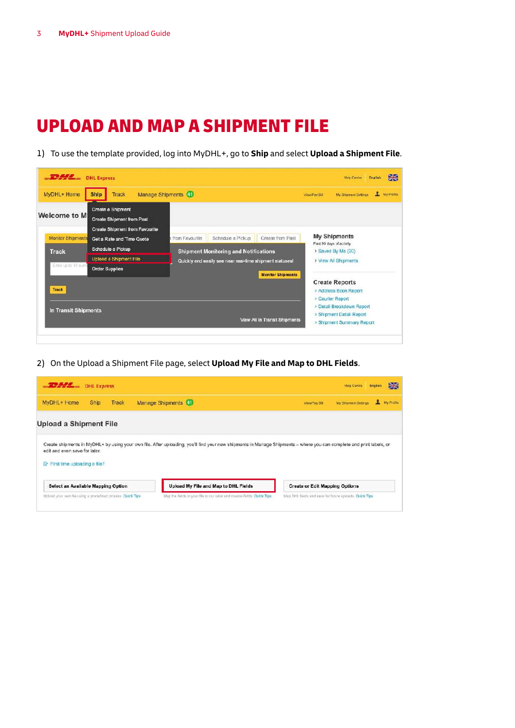# UPLOAD AND MAP A SHIPMENT FILE

1) To use the template provided, log into MyDHL+, go to **Ship** and select **Upload a Shipment File**.

2) On the Upload a Shipment File page, select **Upload My File and Map to DHL Fields**.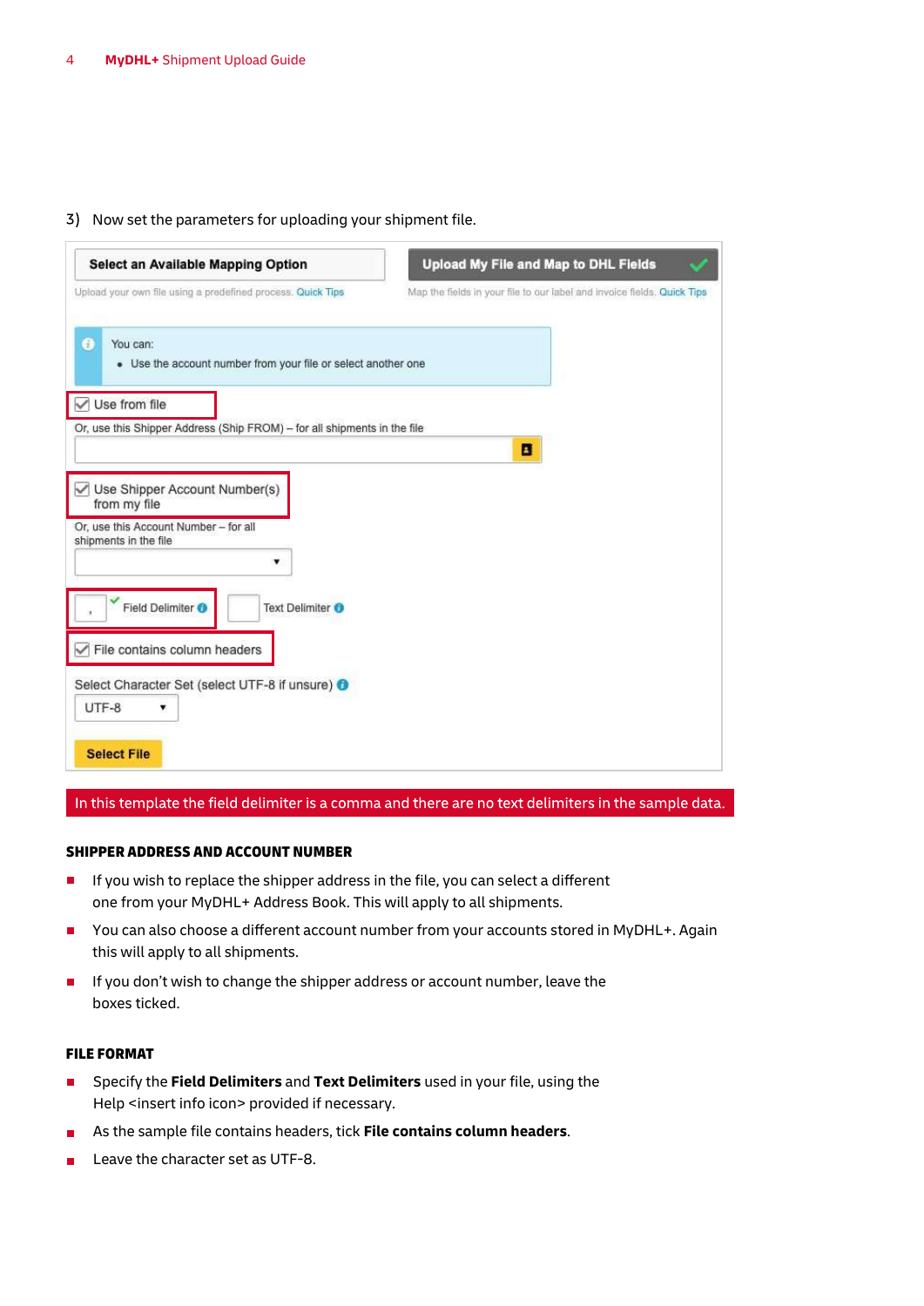3) Now set the parameters for uploading your shipment file.

Select an Available Mapping Option

Upload your own file using a predefined process. Quick Tips

Upload My File and Map to DHL Fields

Map the fields in your file to our label and invoice fields. Quick Tips

You can:

- Use the account number from your file or select another one

Use from file

Or, use this Shipper Address (Ship FROM) – for all shipments in the file

Use Shipper Account Number(s) from my file

Or, use this Account Number – for all shipments in the file

Field Delimiter

Text Delimiter

File contains column headers

Select Character Set (select UTF-8 if unsure)

UTF-8

Select File

In this template the field delimiter is a comma and there are no text delimiters in the sample data.

**SHIPPER ADDRESS AND ACCOUNT NUMBER**

- If you wish to replace the shipper address in the file, you can select a different one from your MyDHL+ Address Book. This will apply to all shipments.
- You can also choose a different account number from your accounts stored in MyDHL+. Again this will apply to all shipments.
- If you don't wish to change the shipper address or account number, leave the boxes ticked.

**FILE FORMAT**

- Specify the **Field Delimiters** and **Text Delimiters** used in your file, using the Help <insert info icon> provided if necessary.
- As the sample file contains headers, tick **File contains column headers**.
- Leave the character set as UTF-8.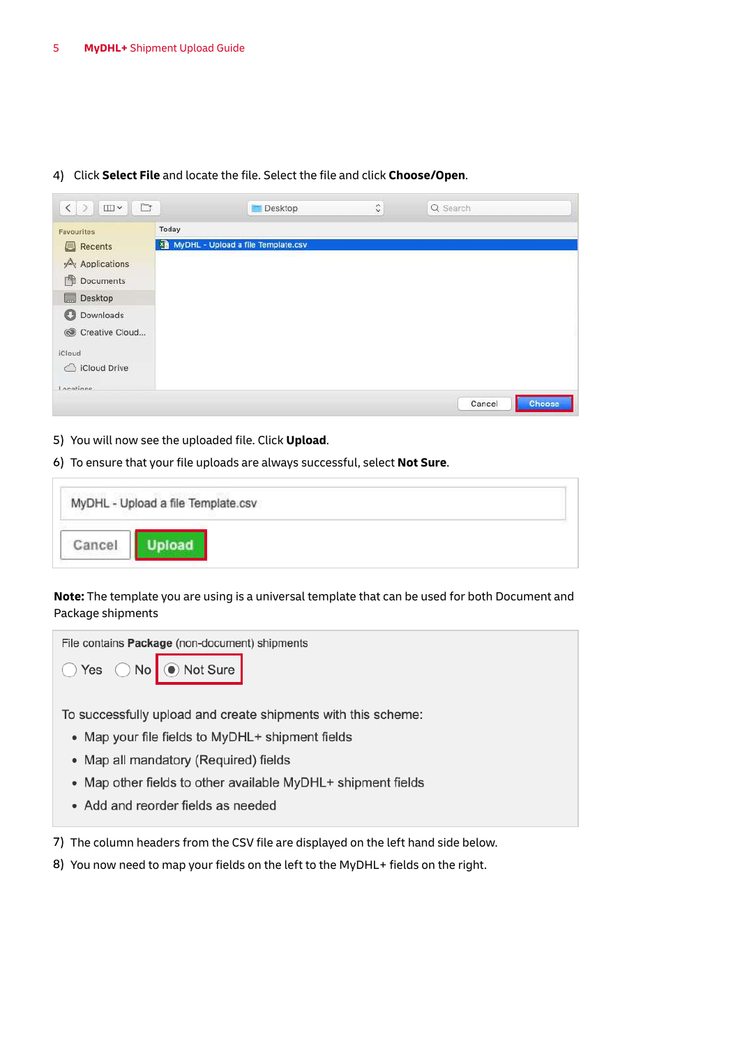4) Click **Select File** and locate the file. Select the file and click **Choose/Open**.

5) You will now see the uploaded file. Click **Upload**.

6) To ensure that your file uploads are always successful, select **Not Sure**.

**Note:** The template you are using is a universal template that can be used for both Document and Package shipments

7) The column headers from the CSV file are displayed on the left hand side below.

8) You now need to map your fields on the left to the MyDHL+ fields on the right.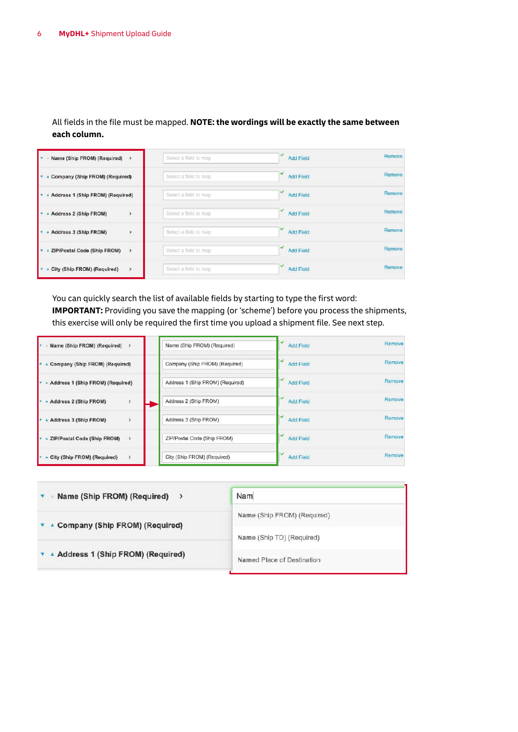All fields in the file must be mapped. **NOTE: the wordings will be exactly the same between each column.**

| | | | |
|---|---|---|---|
| Name (Ship FROM) (Required) | Select a field to map | Add Field | Remove |
| Company (Ship FROM) (Required) | Select a field to map | Add Field | Remove |
| Address 1 (Ship FROM) (Required) | Select a field to map | Add Field | Remove |
| Address 2 (Ship FROM) | Select a field to map | Add Field | Remove |
| Address 3 (Ship FROM) | Select a field to map | Add Field | Remove |
| ZIP/Postal Code (Ship FROM) | Select a field to map | Add Field | Remove |
| City (Ship FROM) (Required) | Select a field to map | Add Field | Remove |

You can quickly search the list of available fields by starting to type the first word:
**IMPORTANT:** Providing you save the mapping (or 'scheme') before you process the shipments, this exercise will only be required the first time you upload a shipment file. See next step.

| | | | |
|---|---|---|---|
| Name (Ship FROM) (Required) | Name (Ship FROM) (Required) | Add Field | Remove |
| Company (Ship FROM) (Required) | Company (Ship FROM) (Required) | Add Field | Remove |
| Address 1 (Ship FROM) (Required) | Address 1 (Ship FROM) (Required) | Add Field | Remove |
| Address 2 (Ship FROM) | Address 2 (Ship FROM) | Add Field | Remove |
| Address 3 (Ship FROM) | Address 3 (Ship FROM) | Add Field | Remove |
| ZIP/Postal Code (Ship FROM) | ZIP/Postal Code (Ship FROM) | Add Field | Remove |
| City (Ship FROM) (Required) | City (Ship FROM) (Required) | Add Field | Remove |

| | |
|---|---|
| Name (Ship FROM) (Required) | Nam |
| Company (Ship FROM) (Required) | Name (Ship FROM) (Required) |
| Address 1 (Ship FROM) (Required) | Name (Ship TO) (Required) |
| | Named Place of Destination |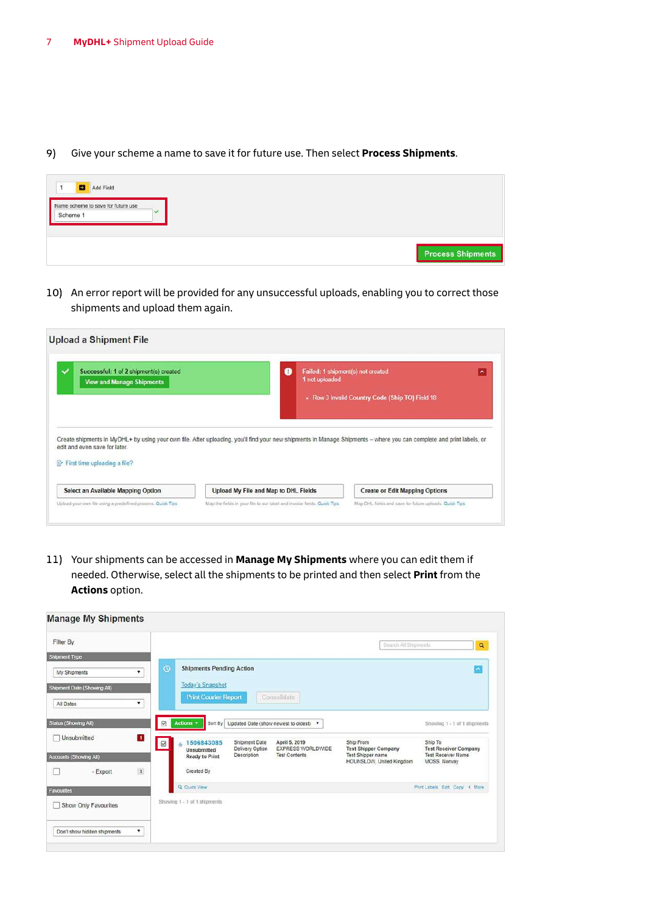9) Give your scheme a name to save it for future use. Then select **Process Shipments**.

10) An error report will be provided for any unsuccessful uploads, enabling you to correct those shipments and upload them again.

11) Your shipments can be accessed in **Manage My Shipments** where you can edit them if needed. Otherwise, select all the shipments to be printed and then select **Print** from the **Actions** option.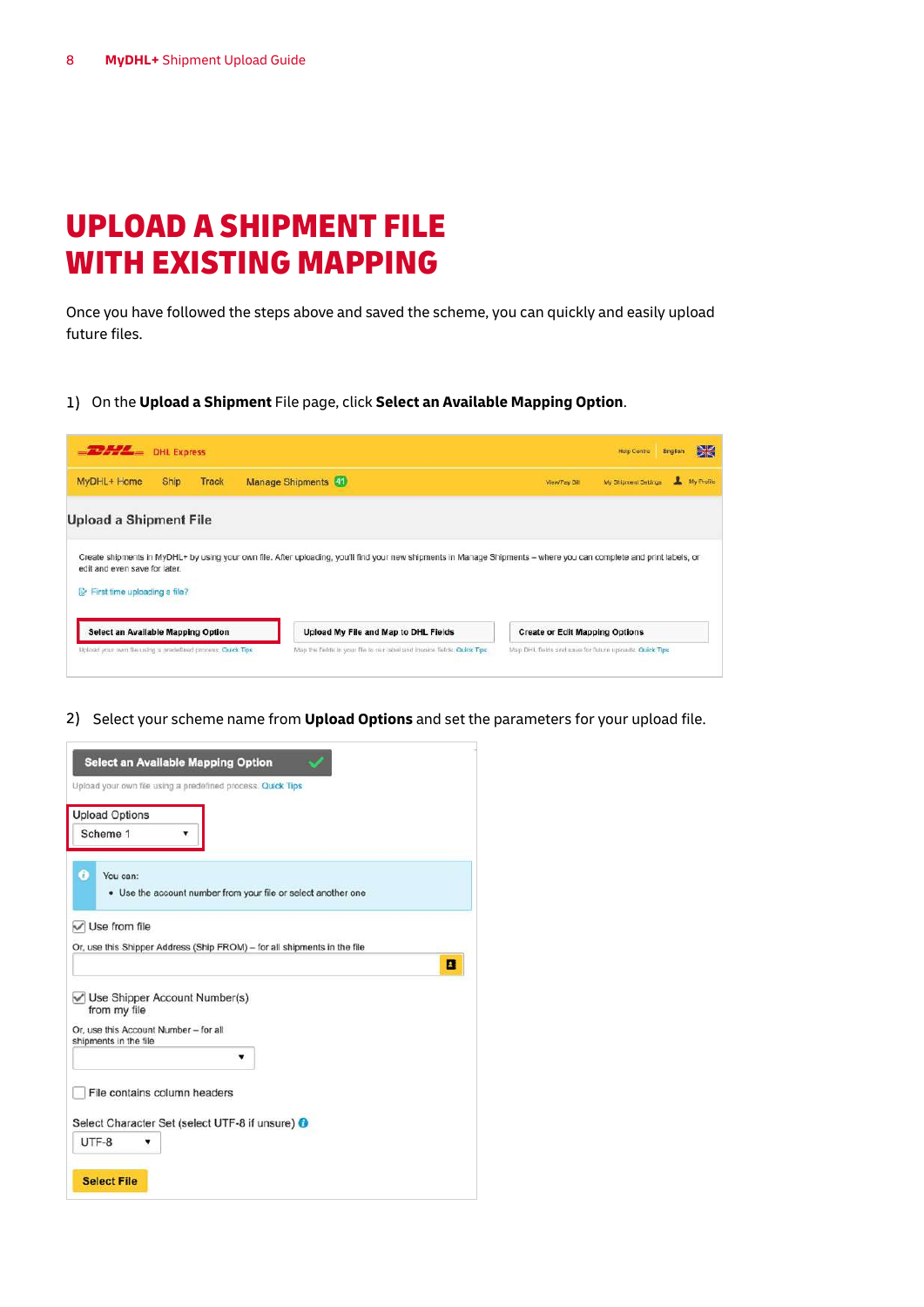# UPLOAD A SHIPMENT FILE WITH EXISTING MAPPING

Once you have followed the steps above and saved the scheme, you can quickly and easily upload future files.

1) On the **Upload a Shipment** File page, click **Select an Available Mapping Option**.

2) Select your scheme name from **Upload Options** and set the parameters for your upload file.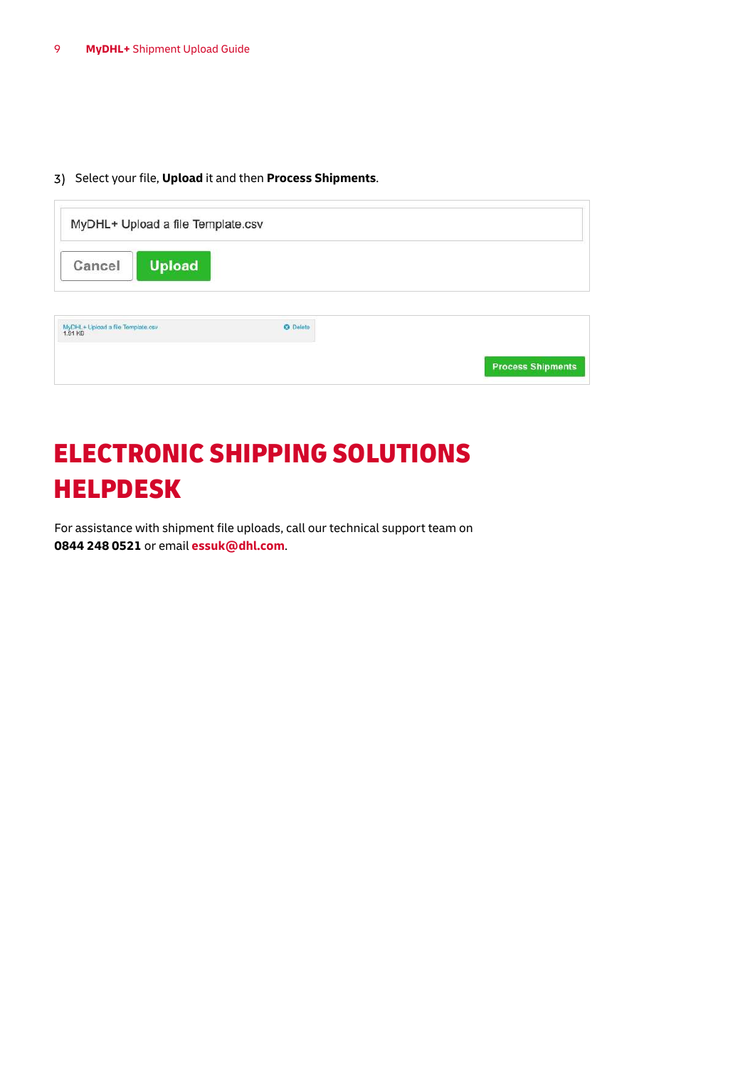3) Select your file, **Upload** it and then **Process Shipments**.

MyDHL+ Upload a file Template.csv

Cancel Upload

MyDHL+ Upload a file Template.csv
1.81 KB
Delete

Process Shipments

# ELECTRONIC SHIPPING SOLUTIONS HELPDESK

For assistance with shipment file uploads, call our technical support team on **0844 248 0521** or email **essuk@dhl.com**.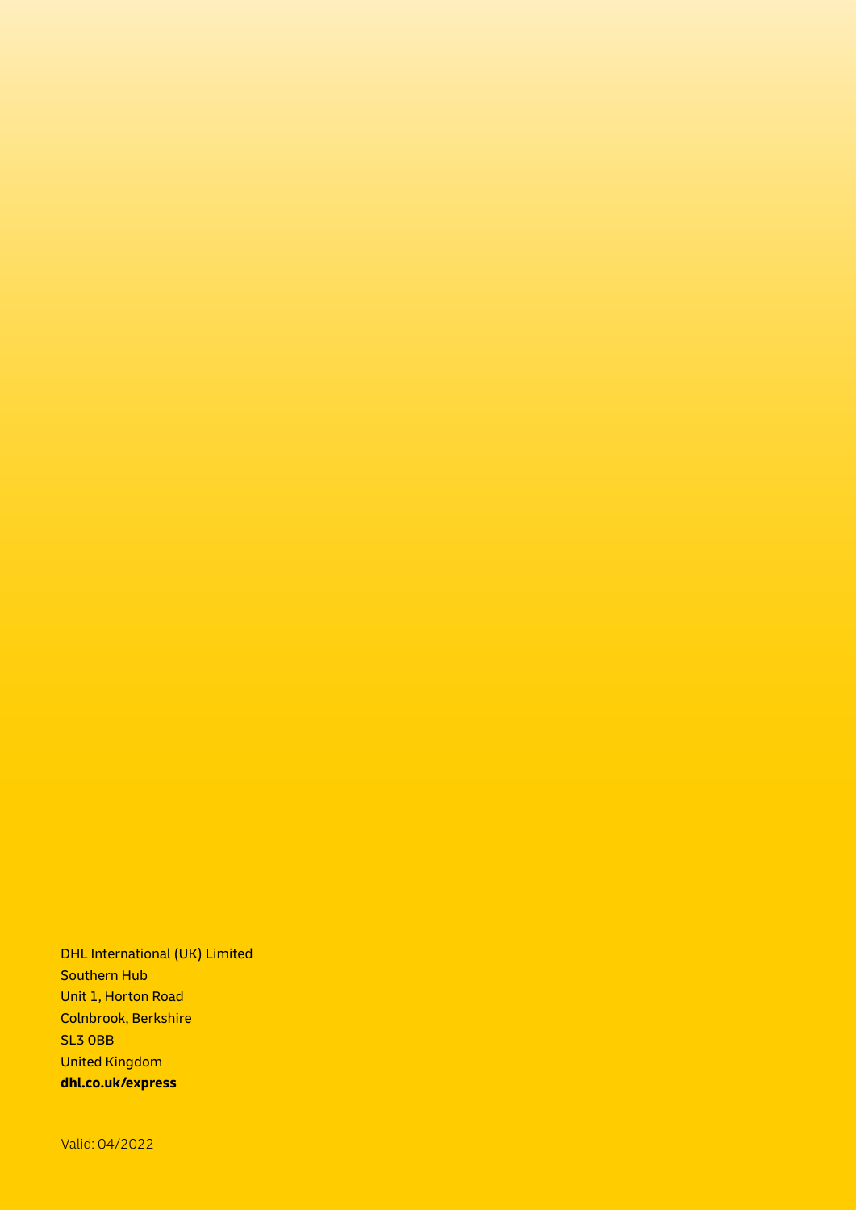DHL International (UK) Limited
Southern Hub
Unit 1, Horton Road
Colnbrook, Berkshire
SL3 0BB
United Kingdom
**dhl.co.uk/express**

Valid: 04/2022